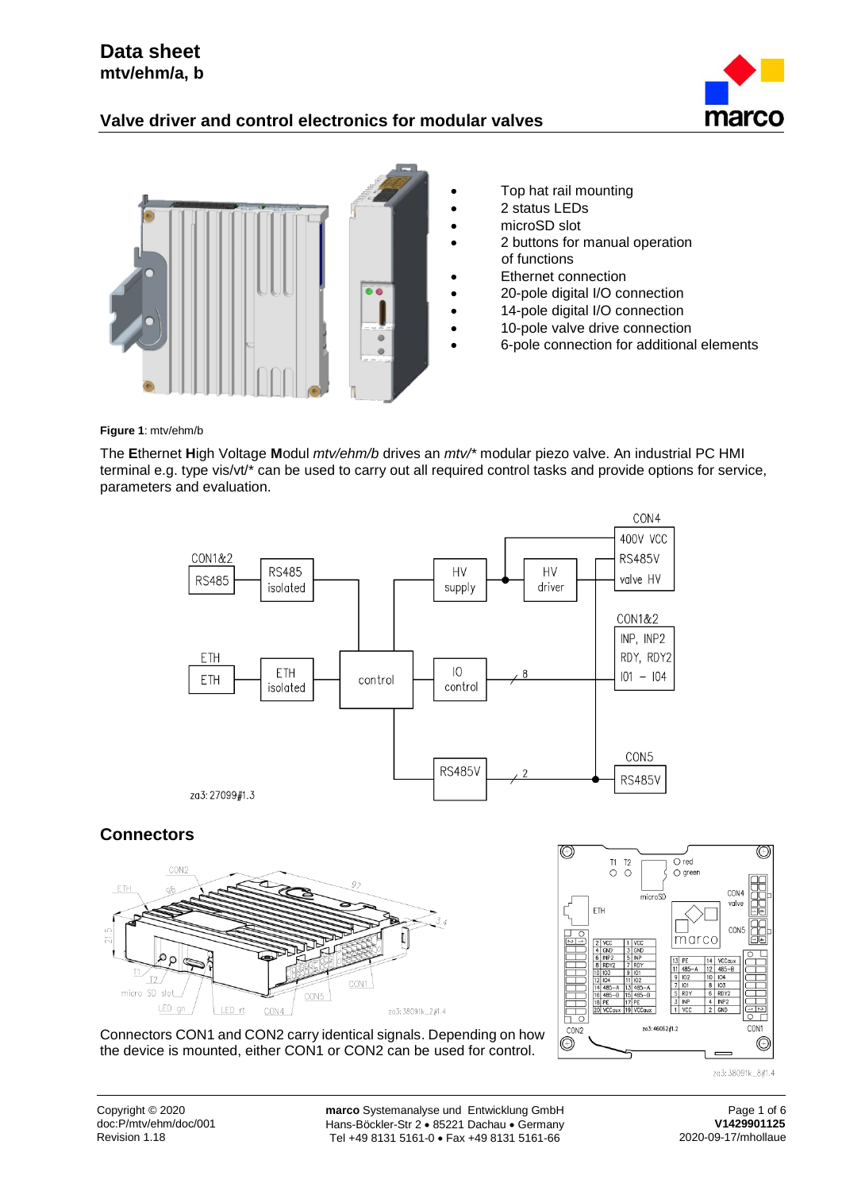# Data sheet
**mtv/ehm/a, b**

## Valve driver and control electronics for modular valves

- Top hat rail mounting
- 2 status LEDs
- microSD slot
- 2 buttons for manual operation of functions
- Ethernet connection
- 20-pole digital I/O connection
- 14-pole digital I/O connection
- 10-pole valve drive connection
- 6-pole connection for additional elements

**Figure 1**: mtv/ehm/b

The **E**thernet **H**igh Voltage **M**odul *mtv/ehm/b* drives an *mtv/** modular piezo valve. An industrial PC HMI terminal e.g. type vis/vt/* can be used to carry out all required control tasks and provide options for service, parameters and evaluation.

## Connectors

Connectors CON1 and CON2 carry identical signals. Depending on how the device is mounted, either CON1 or CON2 can be used for control.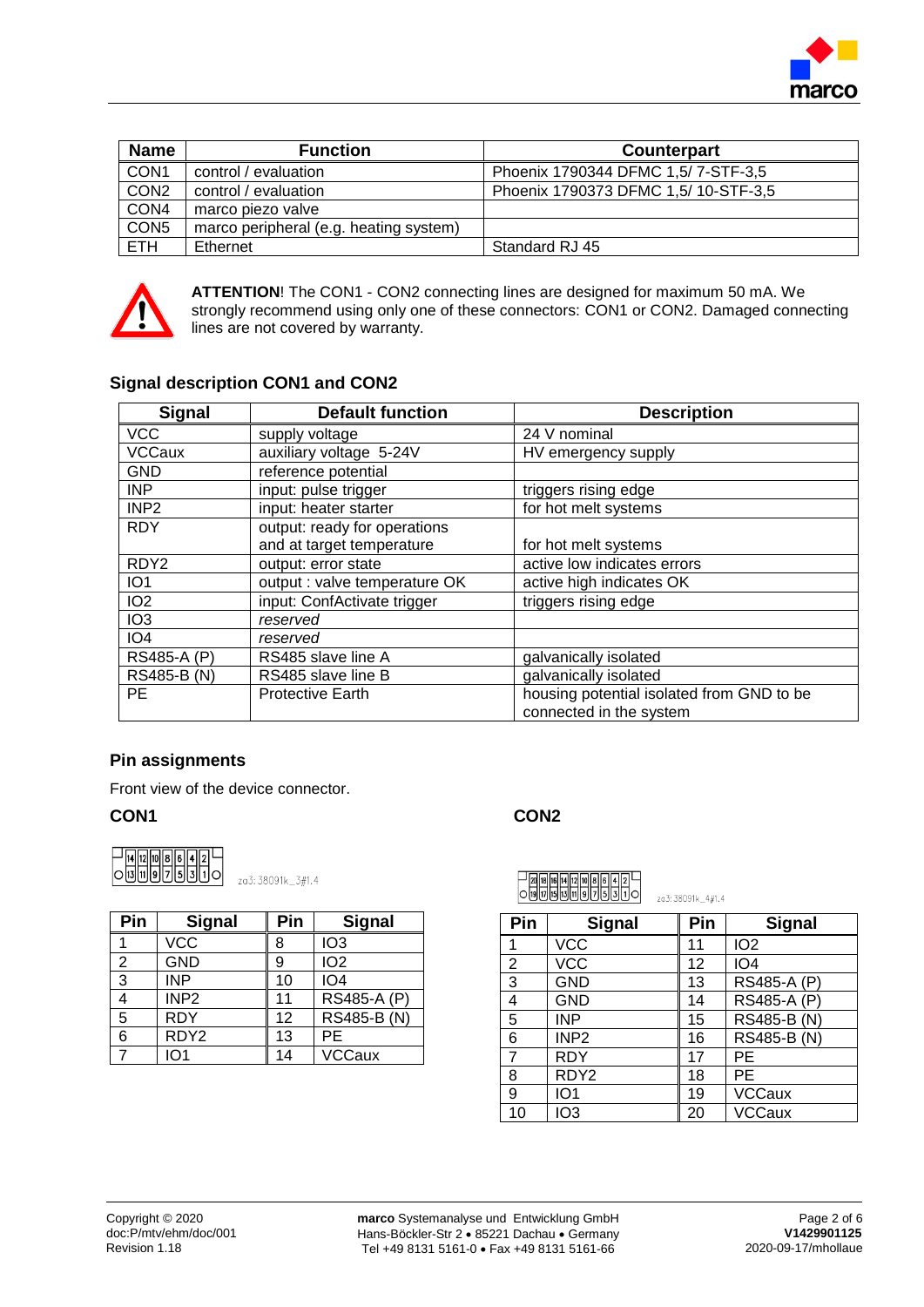| Name | Function | Counterpart |
|---|---|---|
| CON1 | control / evaluation | Phoenix 1790344 DFMC 1,5/ 7-STF-3,5 |
| CON2 | control / evaluation | Phoenix 1790373 DFMC 1,5/ 10-STF-3,5 |
| CON4 | marco piezo valve | |
| CON5 | marco peripheral (e.g. heating system) | |
| ETH | Ethernet | Standard RJ 45 |

**ATTENTION**! The CON1 - CON2 connecting lines are designed for maximum 50 mA. We strongly recommend using only one of these connectors: CON1 or CON2. Damaged connecting lines are not covered by warranty.

### Signal description CON1 and CON2

| Signal | Default function | Description |
|---|---|---|
| VCC | supply voltage | 24 V nominal |
| VCCaux | auxiliary voltage 5-24V | HV emergency supply |
| GND | reference potential | |
| INP | input: pulse trigger | triggers rising edge |
| INP2 | input: heater starter | for hot melt systems |
| RDY | output: ready for operations and at target temperature | for hot melt systems |
| RDY2 | output: error state | active low indicates errors |
| IO1 | output : valve temperature OK | active high indicates OK |
| IO2 | input: ConfActivate trigger | triggers rising edge |
| IO3 | *reserved* | |
| IO4 | *reserved* | |
| RS485-A (P) | RS485 slave line A | galvanically isolated |
| RS485-B (N) | RS485 slave line B | galvanically isolated |
| PE | Protective Earth | housing potential isolated from GND to be connected in the system |

### Pin assignments

Front view of the device connector.

#### CON1

za3: 38091k_3#1.4

| Pin | Signal | Pin | Signal |
|---|---|---|---|
| 1 | VCC | 8 | IO3 |
| 2 | GND | 9 | IO2 |
| 3 | INP | 10 | IO4 |
| 4 | INP2 | 11 | RS485-A (P) |
| 5 | RDY | 12 | RS485-B (N) |
| 6 | RDY2 | 13 | PE |
| 7 | IO1 | 14 | VCCaux |

#### CON2

za3: 38091k_4#1.4

| Pin | Signal | Pin | Signal |
|---|---|---|---|
| 1 | VCC | 11 | IO2 |
| 2 | VCC | 12 | IO4 |
| 3 | GND | 13 | RS485-A (P) |
| 4 | GND | 14 | RS485-A (P) |
| 5 | INP | 15 | RS485-B (N) |
| 6 | INP2 | 16 | RS485-B (N) |
| 7 | RDY | 17 | PE |
| 8 | RDY2 | 18 | PE |
| 9 | IO1 | 19 | VCCaux |
| 10 | IO3 | 20 | VCCaux |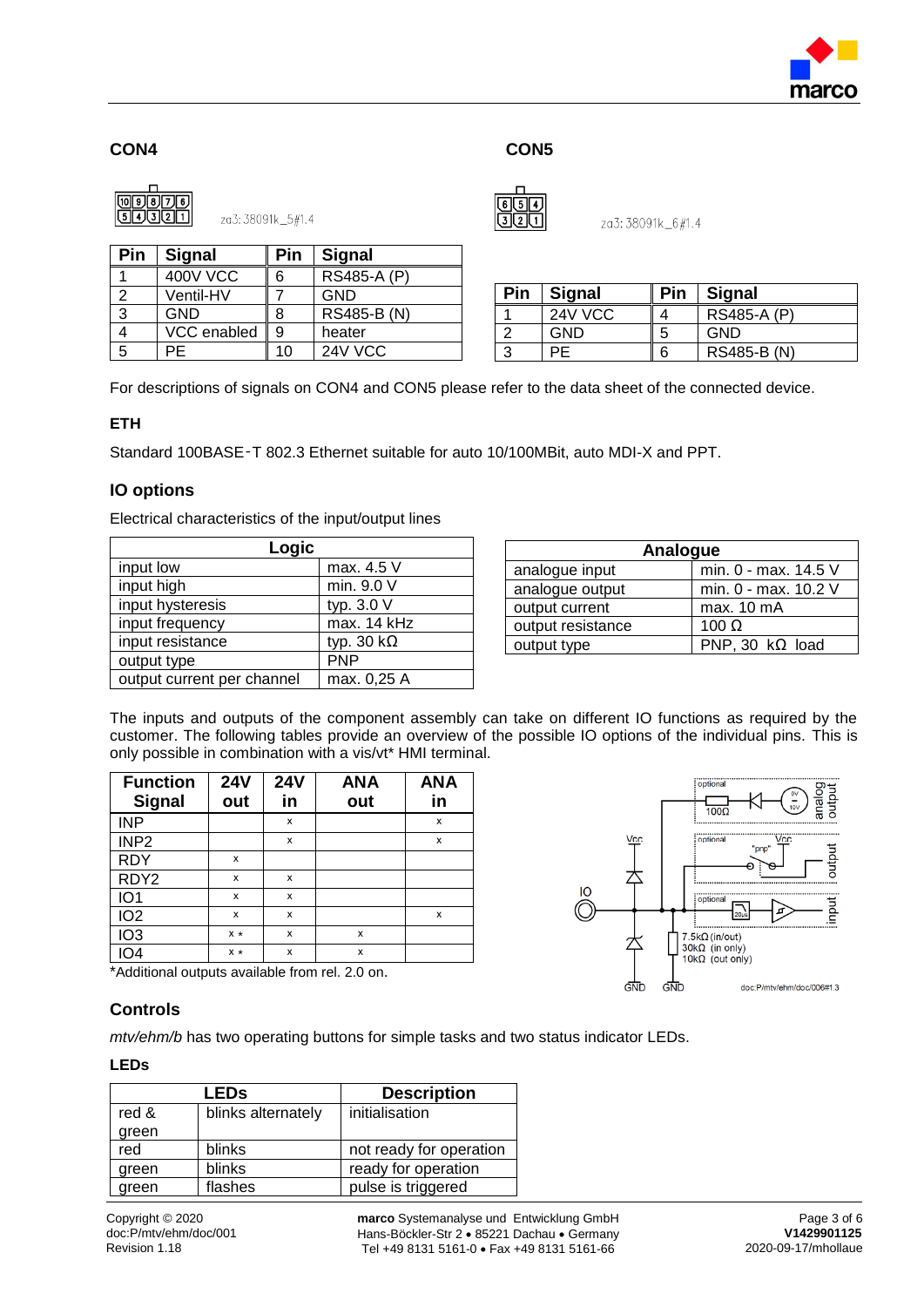## CON4

za3: 38091k_5#1.4

| Pin | Signal | Pin | Signal |
|---|---|---|---|
| 1 | 400V VCC | 6 | RS485-A (P) |
| 2 | Ventil-HV | 7 | GND |
| 3 | GND | 8 | RS485-B (N) |
| 4 | VCC enabled | 9 | heater |
| 5 | PE | 10 | 24V VCC |

## CON5

za3: 38091k_6#1.4

| Pin | Signal | Pin | Signal |
|---|---|---|---|
| 1 | 24V VCC | 4 | RS485-A (P) |
| 2 | GND | 5 | GND |
| 3 | PE | 6 | RS485-B (N) |

For descriptions of signals on CON4 and CON5 please refer to the data sheet of the connected device.

### ETH

Standard 100BASE-T 802.3 Ethernet suitable for auto 10/100MBit, auto MDI-X and PPT.

## IO options

Electrical characteristics of the input/output lines

| Logic | |
|---|---|
| input low | max. 4.5 V |
| input high | min. 9.0 V |
| input hysteresis | typ. 3.0 V |
| input frequency | max. 14 kHz |
| input resistance | typ. 30 kΩ |
| output type | PNP |
| output current per channel | max. 0,25 A |

| Analogue | |
|---|---|
| analogue input | min. 0 - max. 14.5 V |
| analogue output | min. 0 - max. 10.2 V |
| output current | max. 10 mA |
| output resistance | 100 Ω |
| output type | PNP, 30 kΩ load |

The inputs and outputs of the component assembly can take on different IO functions as required by the customer. The following tables provide an overview of the possible IO options of the individual pins. This is only possible in combination with a vis/vt* HMI terminal.

| Function Signal | 24V out | 24V in | ANA out | ANA in |
|---|---|---|---|---|
| INP | | x | | x |
| INP2 | | x | | x |
| RDY | x | | | |
| RDY2 | x | x | | |
| IO1 | x | x | | |
| IO2 | x | x | | x |
| IO3 | x * | x | x | |
| IO4 | x * | x | x | |

*Additional outputs available from rel. 2.0 on.

doc:P/mtv/ehm/doc/006#1.3

## Controls

*mtv/ehm/b* has two operating buttons for simple tasks and two status indicator LEDs.

### LEDs

| LEDs | | Description |
|---|---|---|
| red & green | blinks alternately | initialisation |
| red | blinks | not ready for operation |
| green | blinks | ready for operation |
| green | flashes | pulse is triggered |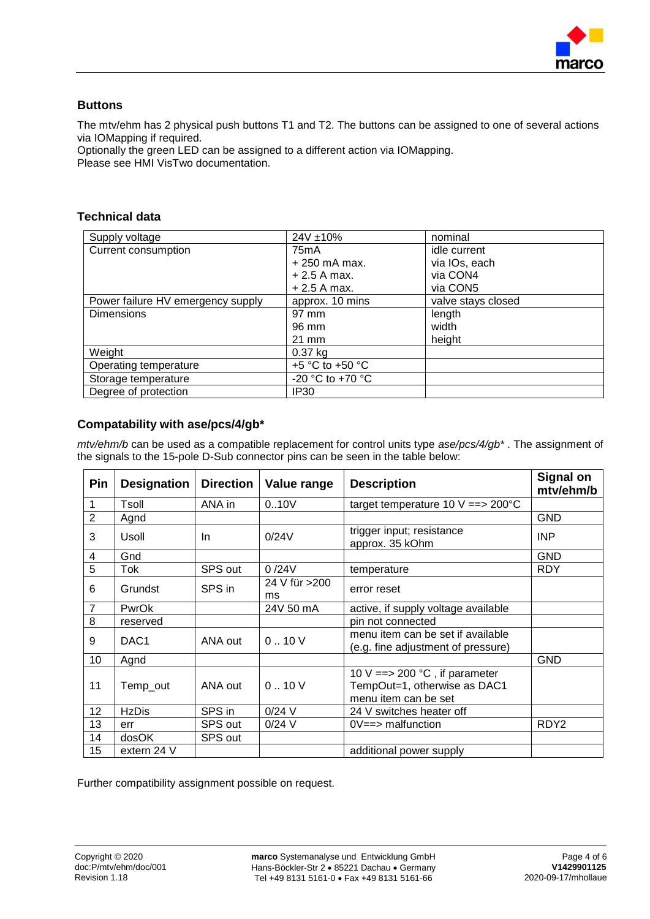## Buttons

The mtv/ehm has 2 physical push buttons T1 and T2. The buttons can be assigned to one of several actions via IOMapping if required.
Optionally the green LED can be assigned to a different action via IOMapping.
Please see HMI VisTwo documentation.

## Technical data

| | | |
|---|---|---|
| Supply voltage | 24V ±10% | nominal |
| Current consumption | 75mA<br>+ 250 mA max.<br>+ 2.5 A max.<br>+ 2.5 A max. | idle current<br>via IOs, each<br>via CON4<br>via CON5 |
| Power failure HV emergency supply | approx. 10 mins | valve stays closed |
| Dimensions | 97 mm<br>96 mm<br>21 mm | length<br>width<br>height |
| Weight | 0.37 kg | |
| Operating temperature | +5 °C to +50 °C | |
| Storage temperature | -20 °C to +70 °C | |
| Degree of protection | IP30 | |

## Compatability with ase/pcs/4/gb*

*mtv/ehm/b* can be used as a compatible replacement for control units type *ase/pcs/4/gb** . The assignment of the signals to the 15-pole D-Sub connector pins can be seen in the table below:

| Pin | Designation | Direction | Value range | Description | Signal on mtv/ehm/b |
|---|---|---|---|---|---|
| 1 | Tsoll | ANA in | 0..10V | target temperature 10 V ==> 200°C | |
| 2 | Agnd | | | | GND |
| 3 | Usoll | In | 0/24V | trigger input; resistance approx. 35 kOhm | INP |
| 4 | Gnd | | | | GND |
| 5 | Tok | SPS out | 0 /24V | temperature | RDY |
| 6 | Grundst | SPS in | 24 V für >200 ms | error reset | |
| 7 | PwrOk | | 24V 50 mA | active, if supply voltage available | |
| 8 | reserved | | | pin not connected | |
| 9 | DAC1 | ANA out | 0 .. 10 V | menu item can be set if available (e.g. fine adjustment of pressure) | |
| 10 | Agnd | | | | GND |
| 11 | Temp_out | ANA out | 0 .. 10 V | 10 V ==> 200 °C , if parameter TempOut=1, otherwise as DAC1 menu item can be set | |
| 12 | HzDis | SPS in | 0/24 V | 24 V switches heater off | |
| 13 | err | SPS out | 0/24 V | 0V==> malfunction | RDY2 |
| 14 | dosOK | SPS out | | | |
| 15 | extern 24 V | | | additional power supply | |

Further compatibility assignment possible on request.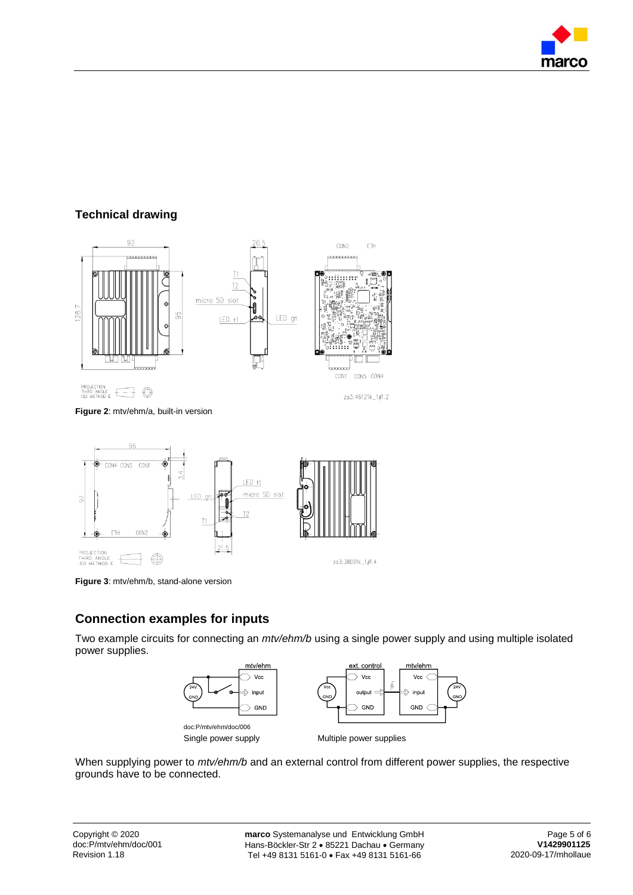## Technical drawing

**Figure 2**: mtv/ehm/a, built-in version

**Figure 3**: mtv/ehm/b, stand-alone version

## Connection examples for inputs

Two example circuits for connecting an *mtv/ehm/b* using a single power supply and using multiple isolated power supplies.

doc:P/mtv/ehm/doc/006

Single power supply

Multiple power supplies

When supplying power to *mtv/ehm/b* and an external control from different power supplies, the respective grounds have to be connected.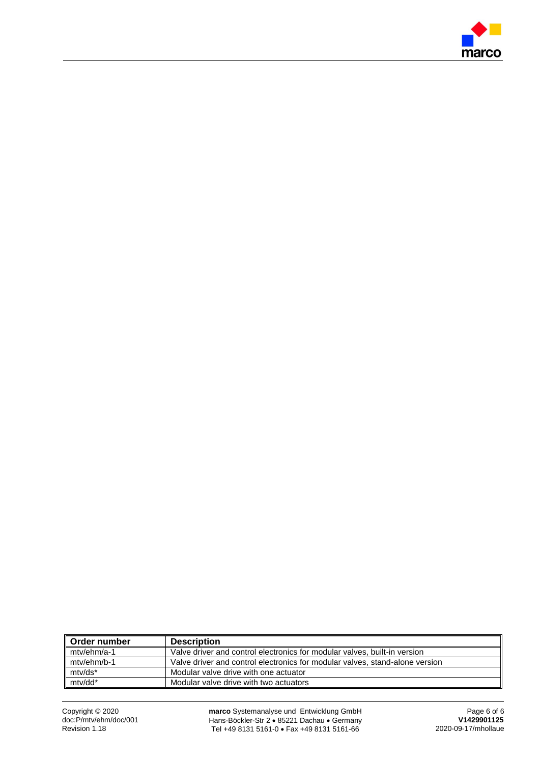| Order number | Description |
|---|---|
| mtv/ehm/a-1 | Valve driver and control electronics for modular valves, built-in version |
| mtv/ehm/b-1 | Valve driver and control electronics for modular valves, stand-alone version |
| mtv/ds* | Modular valve drive with one actuator |
| mtv/dd* | Modular valve drive with two actuators |